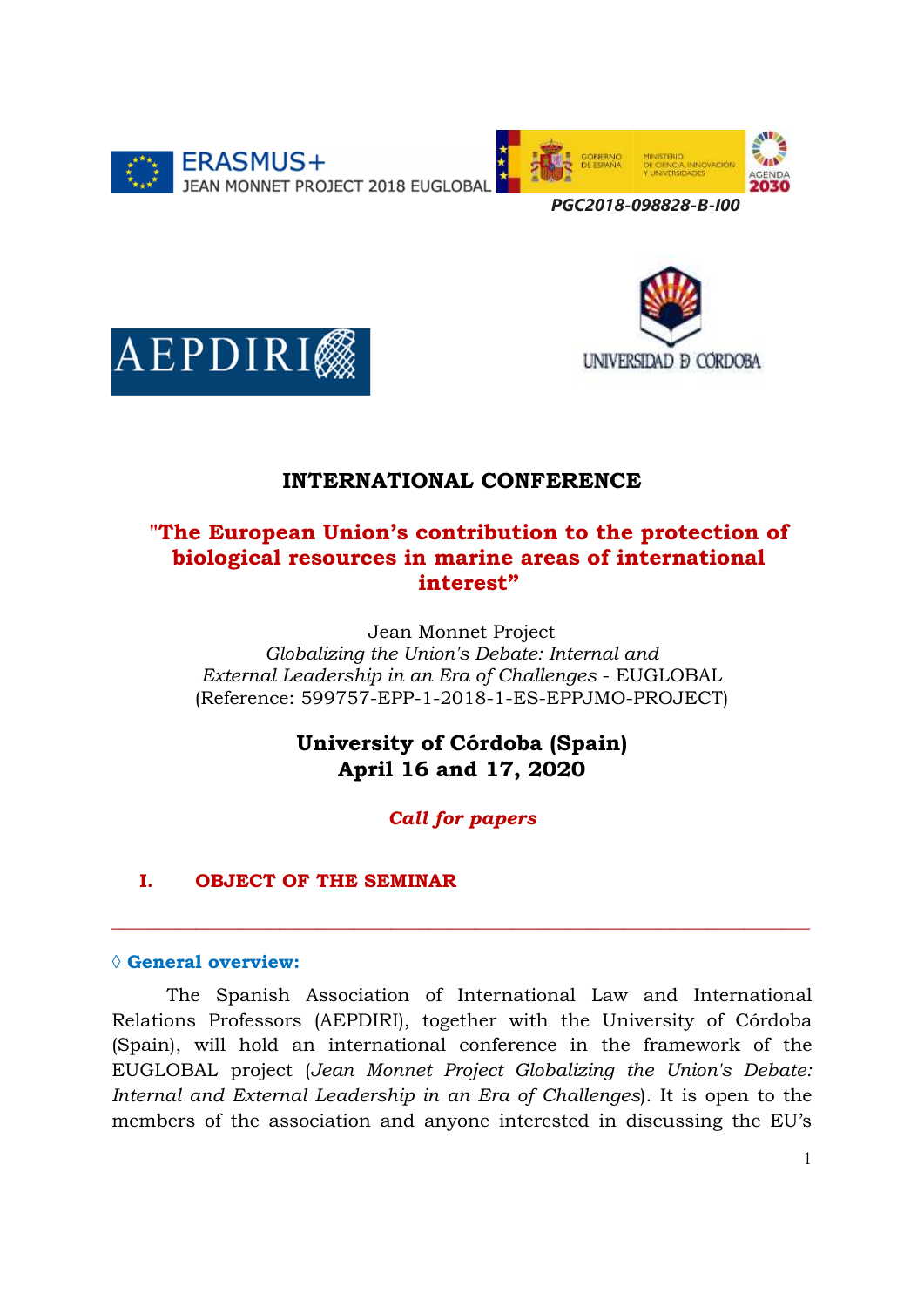ERASMUS+
JEAN MONNET PROJECT 2018 EUGLOBAL

*PGC2018-098828-B-I00*

# INTERNATIONAL CONFERENCE

## "The European Union's contribution to the protection of biological resources in marine areas of international interest"

Jean Monnet Project
*Globalizing the Union's Debate: Internal and External Leadership in an Era of Challenges* - EUGLOBAL
(Reference: 599757-EPP-1-2018-1-ES-EPPJMO-PROJECT)

**University of Córdoba (Spain)**
**April 16 and 17, 2020**

***Call for papers***

## I. OBJECT OF THE SEMINAR

---

### ◊ General overview:

The Spanish Association of International Law and International Relations Professors (AEPDIRI), together with the University of Córdoba (Spain), will hold an international conference in the framework of the EUGLOBAL project (*Jean Monnet Project Globalizing the Union's Debate: Internal and External Leadership in an Era of Challenges*). It is open to the members of the association and anyone interested in discussing the EU's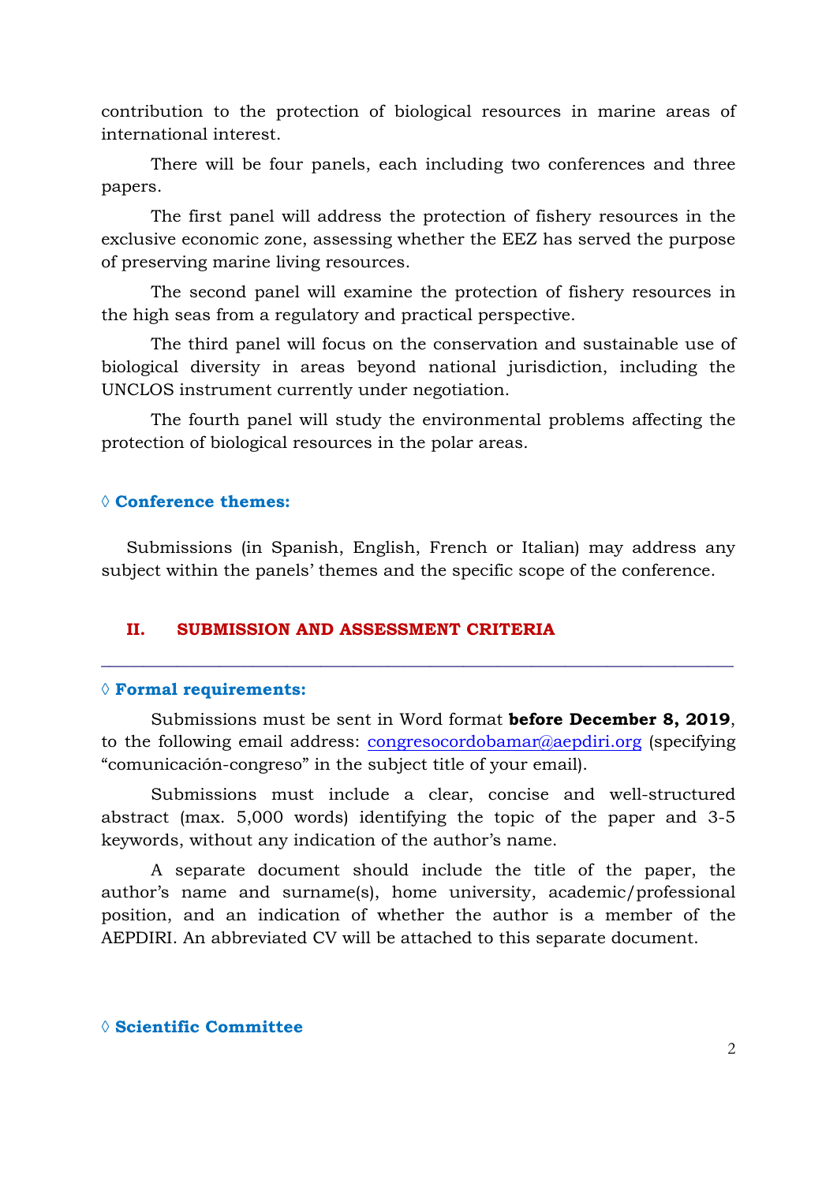contribution to the protection of biological resources in marine areas of international interest.

There will be four panels, each including two conferences and three papers.

The first panel will address the protection of fishery resources in the exclusive economic zone, assessing whether the EEZ has served the purpose of preserving marine living resources.

The second panel will examine the protection of fishery resources in the high seas from a regulatory and practical perspective.

The third panel will focus on the conservation and sustainable use of biological diversity in areas beyond national jurisdiction, including the UNCLOS instrument currently under negotiation.

The fourth panel will study the environmental problems affecting the protection of biological resources in the polar areas.

### ◊ Conference themes:

Submissions (in Spanish, English, French or Italian) may address any subject within the panels' themes and the specific scope of the conference.

## II. SUBMISSION AND ASSESSMENT CRITERIA

---

### ◊ Formal requirements:

Submissions must be sent in Word format **before December 8, 2019**, to the following email address: congresocordobamar@aepdiri.org (specifying "comunicación-congreso" in the subject title of your email).

Submissions must include a clear, concise and well-structured abstract (max. 5,000 words) identifying the topic of the paper and 3-5 keywords, without any indication of the author's name.

A separate document should include the title of the paper, the author's name and surname(s), home university, academic/professional position, and an indication of whether the author is a member of the AEPDIRI. An abbreviated CV will be attached to this separate document.

### ◊ Scientific Committee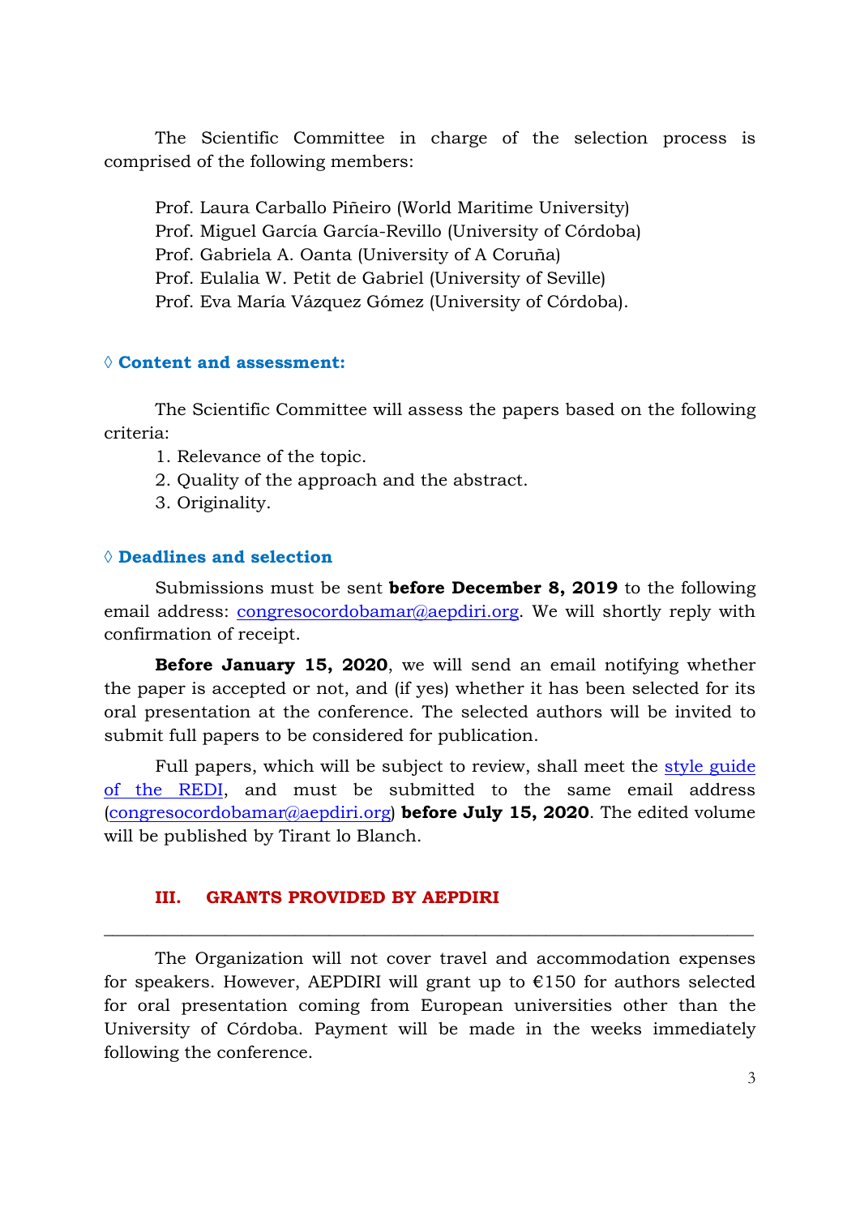The Scientific Committee in charge of the selection process is comprised of the following members:

Prof. Laura Carballo Piñeiro (World Maritime University)
Prof. Miguel García García-Revillo (University of Córdoba)
Prof. Gabriela A. Oanta (University of A Coruña)
Prof. Eulalia W. Petit de Gabriel (University of Seville)
Prof. Eva María Vázquez Gómez (University of Córdoba).

### ◊ Content and assessment:

The Scientific Committee will assess the papers based on the following criteria:

1. Relevance of the topic.
2. Quality of the approach and the abstract.
3. Originality.

### ◊ Deadlines and selection

Submissions must be sent **before December 8, 2019** to the following email address: congresocordobamar@aepdiri.org. We will shortly reply with confirmation of receipt.

**Before January 15, 2020**, we will send an email notifying whether the paper is accepted or not, and (if yes) whether it has been selected for its oral presentation at the conference. The selected authors will be invited to submit full papers to be considered for publication.

Full papers, which will be subject to review, shall meet the style guide of the REDI, and must be submitted to the same email address (congresocordobamar@aepdiri.org) **before July 15, 2020**. The edited volume will be published by Tirant lo Blanch.

## III. GRANTS PROVIDED BY AEPDIRI

The Organization will not cover travel and accommodation expenses for speakers. However, AEPDIRI will grant up to €150 for authors selected for oral presentation coming from European universities other than the University of Córdoba. Payment will be made in the weeks immediately following the conference.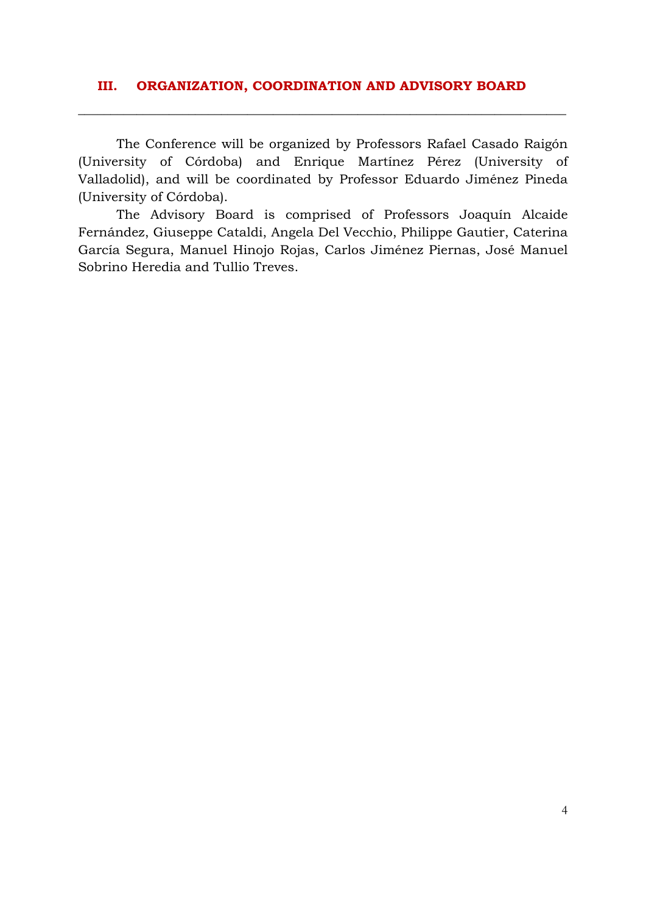## III. ORGANIZATION, COORDINATION AND ADVISORY BOARD

---

The Conference will be organized by Professors Rafael Casado Raigón (University of Córdoba) and Enrique Martínez Pérez (University of Valladolid), and will be coordinated by Professor Eduardo Jiménez Pineda (University of Córdoba).

The Advisory Board is comprised of Professors Joaquín Alcaide Fernández, Giuseppe Cataldi, Angela Del Vecchio, Philippe Gautier, Caterina García Segura, Manuel Hinojo Rojas, Carlos Jiménez Piernas, José Manuel Sobrino Heredia and Tullio Treves.